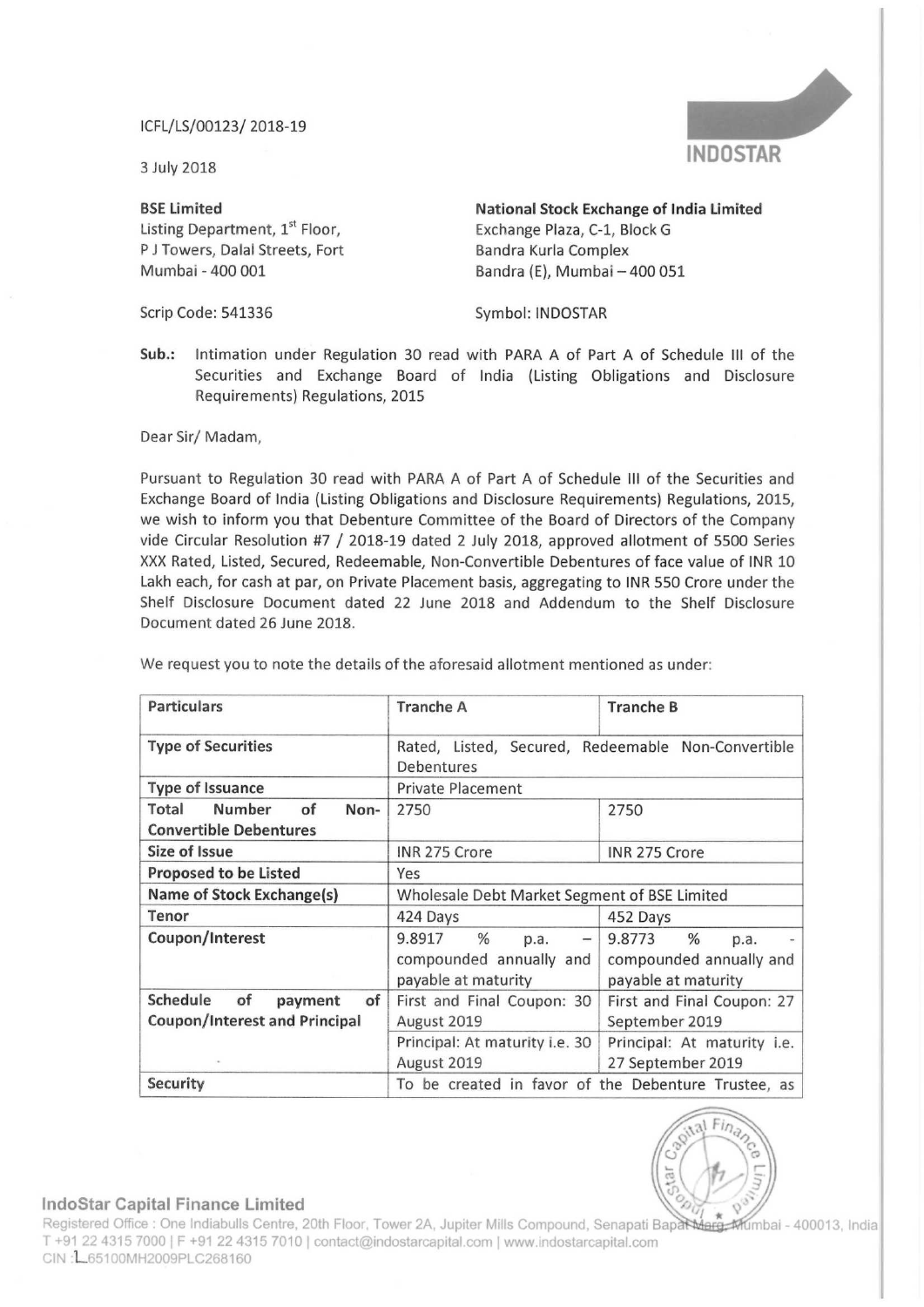ICFL/LS/00123/ 2018-19

3 July 2018

INDOSTAR

**BSE Limited**
Listing Department, 1st Floor,
P J Towers, Dalal Streets, Fort
Mumbai - 400 001

Scrip Code: 541336

**National Stock Exchange of India Limited**
Exchange Plaza, C-1, Block G
Bandra Kurla Complex
Bandra (E), Mumbai – 400 051

Symbol: INDOSTAR

**Sub.:** Intimation under Regulation 30 read with PARA A of Part A of Schedule III of the Securities and Exchange Board of India (Listing Obligations and Disclosure Requirements) Regulations, 2015

Dear Sir/ Madam,

Pursuant to Regulation 30 read with PARA A of Part A of Schedule III of the Securities and Exchange Board of India (Listing Obligations and Disclosure Requirements) Regulations, 2015, we wish to inform you that Debenture Committee of the Board of Directors of the Company vide Circular Resolution #7 / 2018-19 dated 2 July 2018, approved allotment of 5500 Series XXX Rated, Listed, Secured, Redeemable, Non-Convertible Debentures of face value of INR 10 Lakh each, for cash at par, on Private Placement basis, aggregating to INR 550 Crore under the Shelf Disclosure Document dated 22 June 2018 and Addendum to the Shelf Disclosure Document dated 26 June 2018.

We request you to note the details of the aforesaid allotment mentioned as under:

| Particulars | Tranche A | Tranche B |
|---|---|---|
| **Type of Securities** | Rated, Listed, Secured, Redeemable Non-Convertible Debentures | |
| **Type of Issuance** | Private Placement | |
| **Total Number of Non-Convertible Debentures** | 2750 | 2750 |
| **Size of Issue** | INR 275 Crore | INR 275 Crore |
| **Proposed to be Listed** | Yes | |
| **Name of Stock Exchange(s)** | Wholesale Debt Market Segment of BSE Limited | |
| **Tenor** | 424 Days | 452 Days |
| **Coupon/Interest** | 9.8917 % p.a. – compounded annually and payable at maturity | 9.8773 % p.a. - compounded annually and payable at maturity |
| **Schedule of payment of Coupon/Interest and Principal** | First and Final Coupon: 30 August 2019 | First and Final Coupon: 27 September 2019 |
| | Principal: At maturity i.e. 30 August 2019 | Principal: At maturity i.e. 27 September 2019 |
| **Security** | To be created in favor of the Debenture Trustee, as | |

**IndoStar Capital Finance Limited**
Registered Office : One Indiabulls Centre, 20th Floor, Tower 2A, Jupiter Mills Compound, Senapati Bapat Marg, Mumbai - 400013, India
T +91 22 4315 7000 | F +91 22 4315 7010 | contact@indostarcapital.com | www.indostarcapital.com
CIN : L65100MH2009PLC268160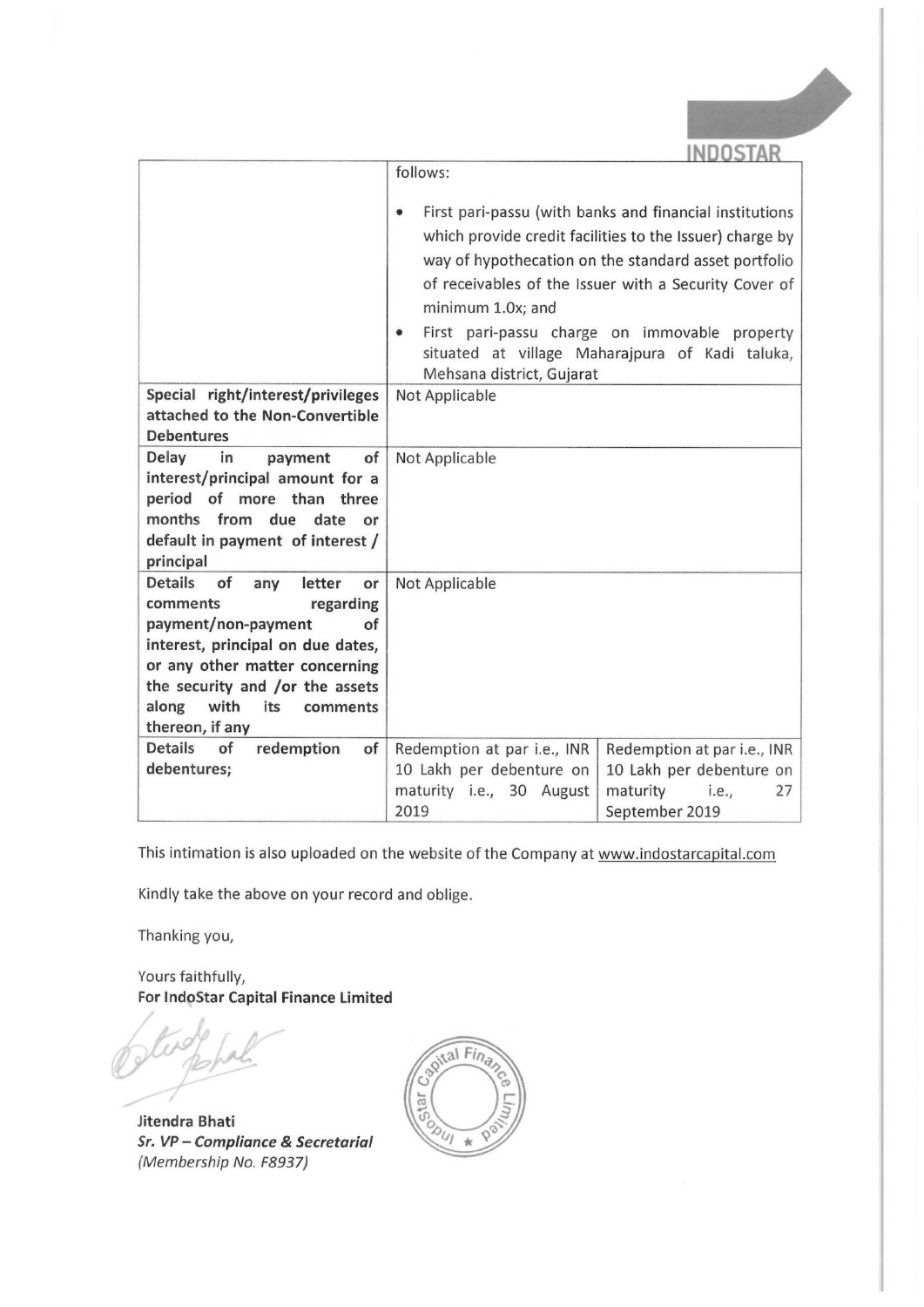| | | |
|---|---|---|
| | follows:<br><br>• First pari-passu (with banks and financial institutions which provide credit facilities to the Issuer) charge by way of hypothecation on the standard asset portfolio of receivables of the Issuer with a Security Cover of minimum 1.0x; and<br>• First pari-passu charge on immovable property situated at village Maharajpura of Kadi taluka, Mehsana district, Gujarat | |
| **Special right/interest/privileges attached to the Non-Convertible Debentures** | Not Applicable | |
| **Delay in payment of interest/principal amount for a period of more than three months from due date or default in payment of interest / principal** | Not Applicable | |
| **Details of any letter or comments regarding payment/non-payment of interest, principal on due dates, or any other matter concerning the security and /or the assets along with its comments thereon, if any** | Not Applicable | |
| **Details of redemption of debentures;** | Redemption at par i.e., INR 10 Lakh per debenture on maturity i.e., 30 August 2019 | Redemption at par i.e., INR 10 Lakh per debenture on maturity i.e., 27 September 2019 |

This intimation is also uploaded on the website of the Company at www.indostarcapital.com

Kindly take the above on your record and oblige.

Thanking you,

Yours faithfully,
**For IndoStar Capital Finance Limited**

**Jitendra Bhati**
***Sr. VP – Compliance & Secretarial***
*(Membership No. F8937)*